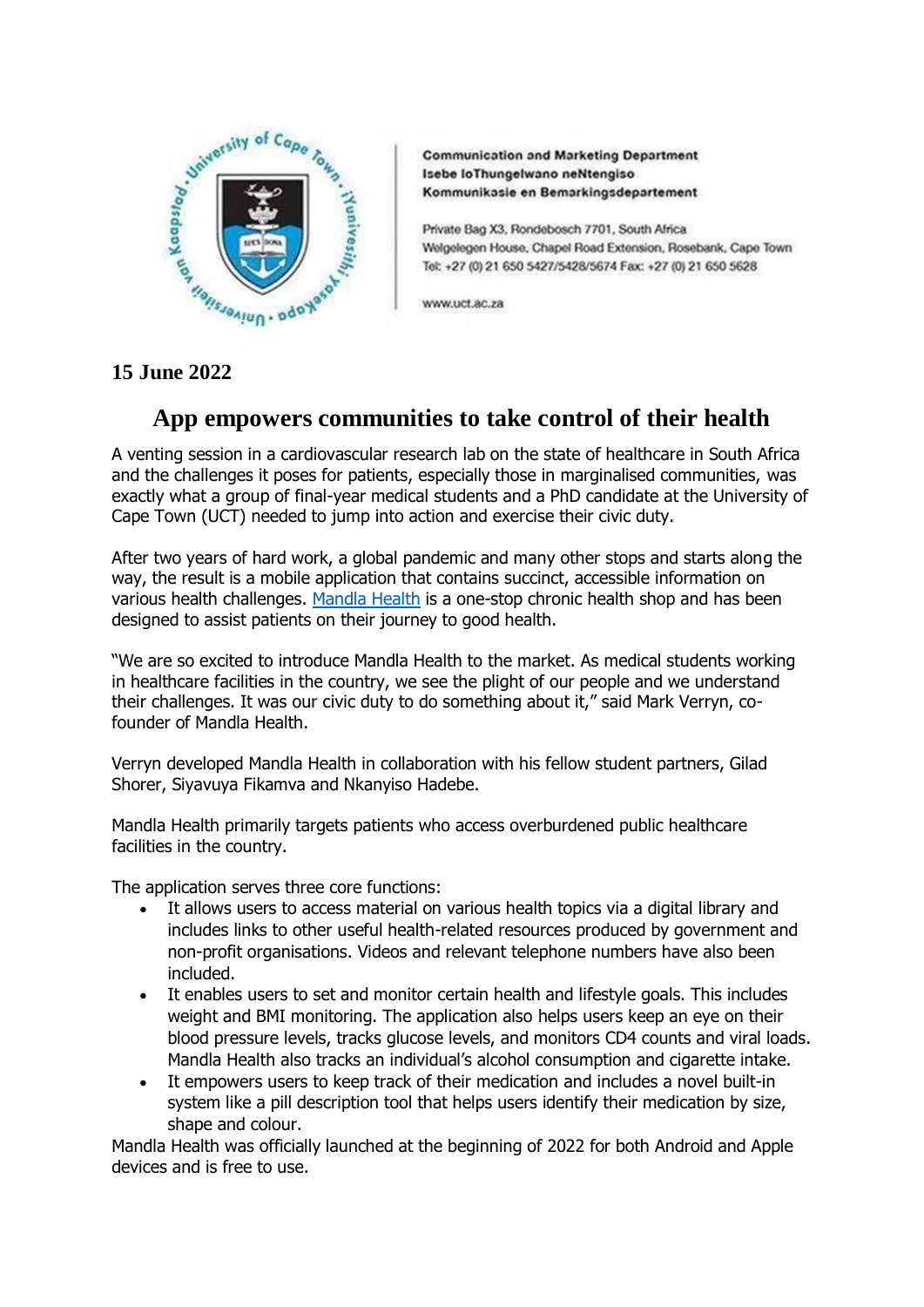Communication and Marketing Department
Isebe loThungelwano neNtengiso
Kommunikasie en Bemarkingsdepartement

Private Bag X3, Rondebosch 7701, South Africa
Welgelegen House, Chapel Road Extension, Rosebank, Cape Town
Tel: +27 (0) 21 650 5427/5428/5674 Fax: +27 (0) 21 650 5628

www.uct.ac.za

**15 June 2022**

# App empowers communities to take control of their health

A venting session in a cardiovascular research lab on the state of healthcare in South Africa and the challenges it poses for patients, especially those in marginalised communities, was exactly what a group of final-year medical students and a PhD candidate at the University of Cape Town (UCT) needed to jump into action and exercise their civic duty.

After two years of hard work, a global pandemic and many other stops and starts along the way, the result is a mobile application that contains succinct, accessible information on various health challenges. Mandla Health is a one-stop chronic health shop and has been designed to assist patients on their journey to good health.

"We are so excited to introduce Mandla Health to the market. As medical students working in healthcare facilities in the country, we see the plight of our people and we understand their challenges. It was our civic duty to do something about it," said Mark Verryn, co-founder of Mandla Health.

Verryn developed Mandla Health in collaboration with his fellow student partners, Gilad Shorer, Siyavuya Fikamva and Nkanyiso Hadebe.

Mandla Health primarily targets patients who access overburdened public healthcare facilities in the country.

The application serves three core functions:

- It allows users to access material on various health topics via a digital library and includes links to other useful health-related resources produced by government and non-profit organisations. Videos and relevant telephone numbers have also been included.
- It enables users to set and monitor certain health and lifestyle goals. This includes weight and BMI monitoring. The application also helps users keep an eye on their blood pressure levels, tracks glucose levels, and monitors CD4 counts and viral loads. Mandla Health also tracks an individual's alcohol consumption and cigarette intake.
- It empowers users to keep track of their medication and includes a novel built-in system like a pill description tool that helps users identify their medication by size, shape and colour.

Mandla Health was officially launched at the beginning of 2022 for both Android and Apple devices and is free to use.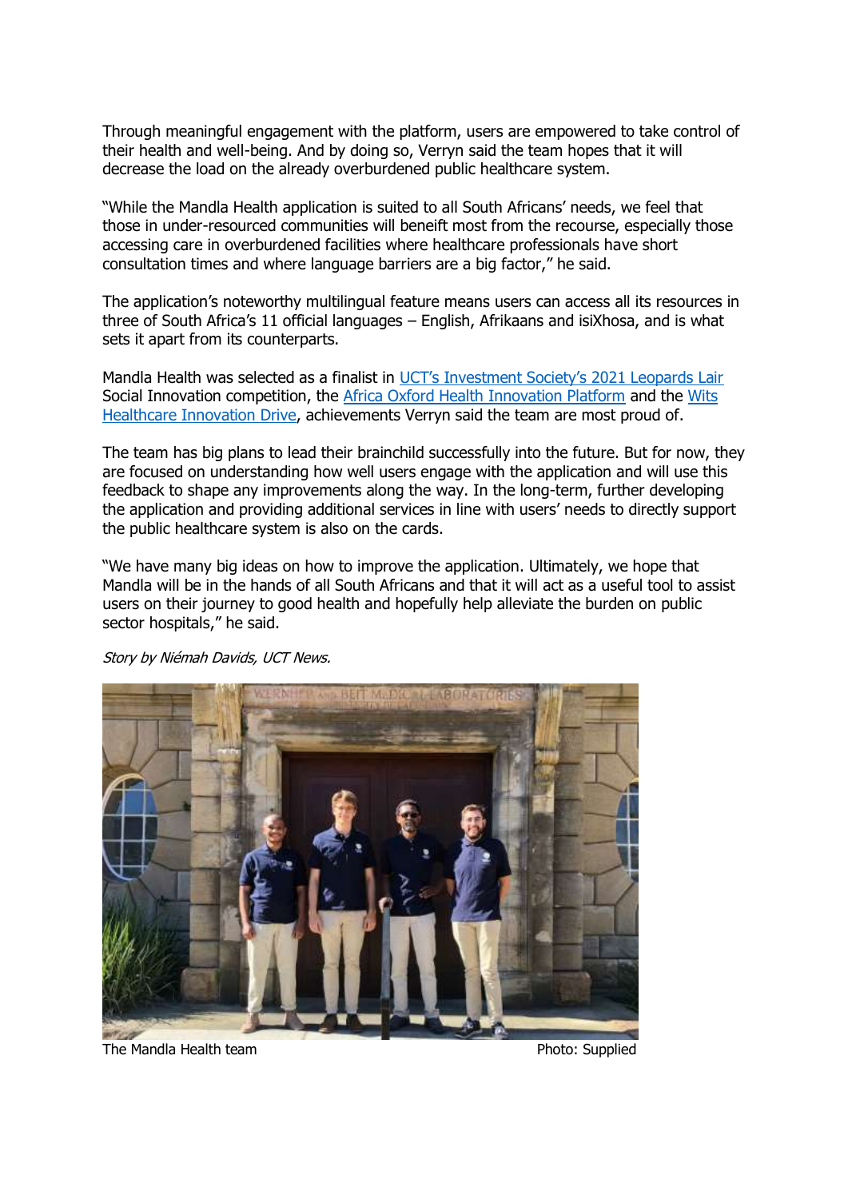Through meaningful engagement with the platform, users are empowered to take control of their health and well-being. And by doing so, Verryn said the team hopes that it will decrease the load on the already overburdened public healthcare system.

"While the Mandla Health application is suited to all South Africans' needs, we feel that those in under-resourced communities will beneift most from the recourse, especially those accessing care in overburdened facilities where healthcare professionals have short consultation times and where language barriers are a big factor," he said.

The application's noteworthy multilingual feature means users can access all its resources in three of South Africa's 11 official languages – English, Afrikaans and isiXhosa, and is what sets it apart from its counterparts.

Mandla Health was selected as a finalist in UCT's Investment Society's 2021 Leopards Lair Social Innovation competition, the Africa Oxford Health Innovation Platform and the Wits Healthcare Innovation Drive, achievements Verryn said the team are most proud of.

The team has big plans to lead their brainchild successfully into the future. But for now, they are focused on understanding how well users engage with the application and will use this feedback to shape any improvements along the way. In the long-term, further developing the application and providing additional services in line with users' needs to directly support the public healthcare system is also on the cards.

"We have many big ideas on how to improve the application. Ultimately, we hope that Mandla will be in the hands of all South Africans and that it will act as a useful tool to assist users on their journey to good health and hopefully help alleviate the burden on public sector hospitals," he said.

*Story by Niémah Davids, UCT News.*

The Mandla Health team Photo: Supplied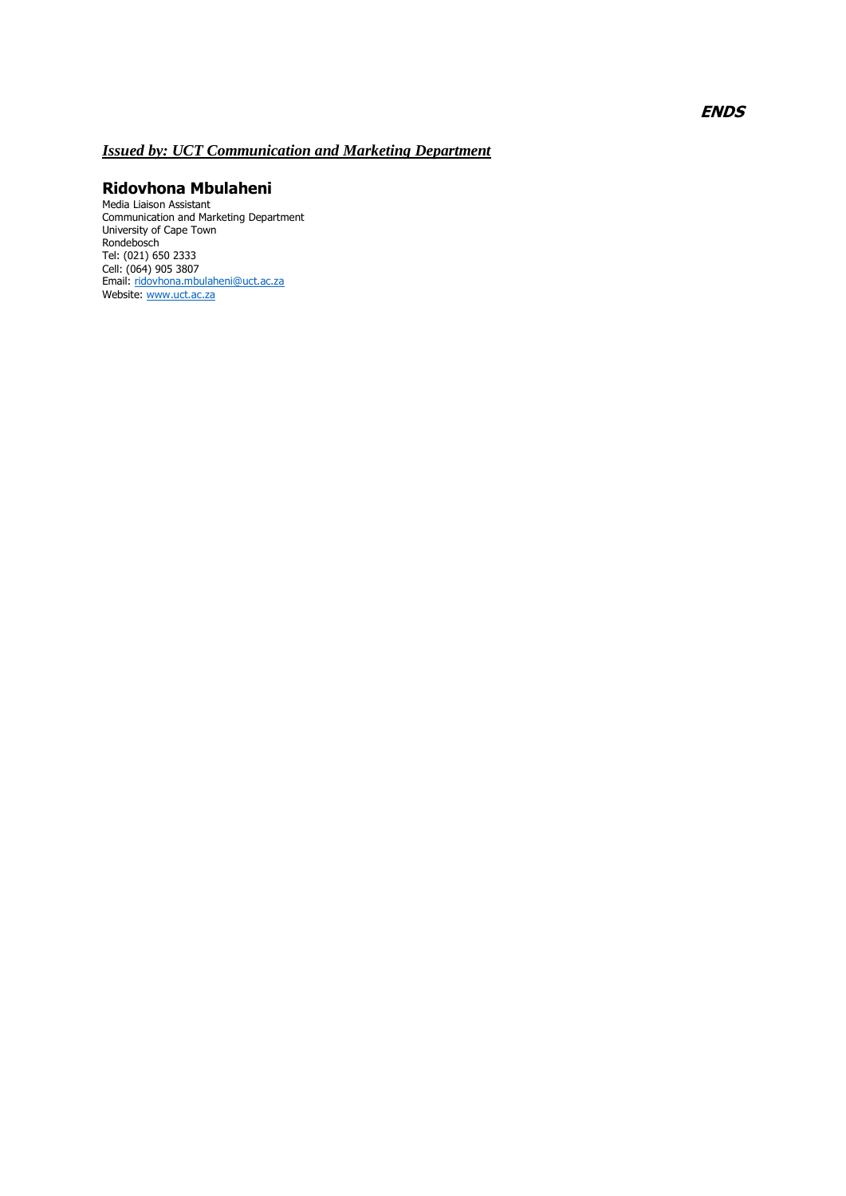***ENDS***

***Issued by: UCT Communication and Marketing Department***

**Ridovhona Mbulaheni**

Media Liaison Assistant
Communication and Marketing Department
University of Cape Town
Rondebosch
Tel: (021) 650 2333
Cell: (064) 905 3807
Email: [ridovhona.mbulaheni@uct.ac.za](mailto:ridovhona.mbulaheni@uct.ac.za)
Website: [www.uct.ac.za](http://www.uct.ac.za)